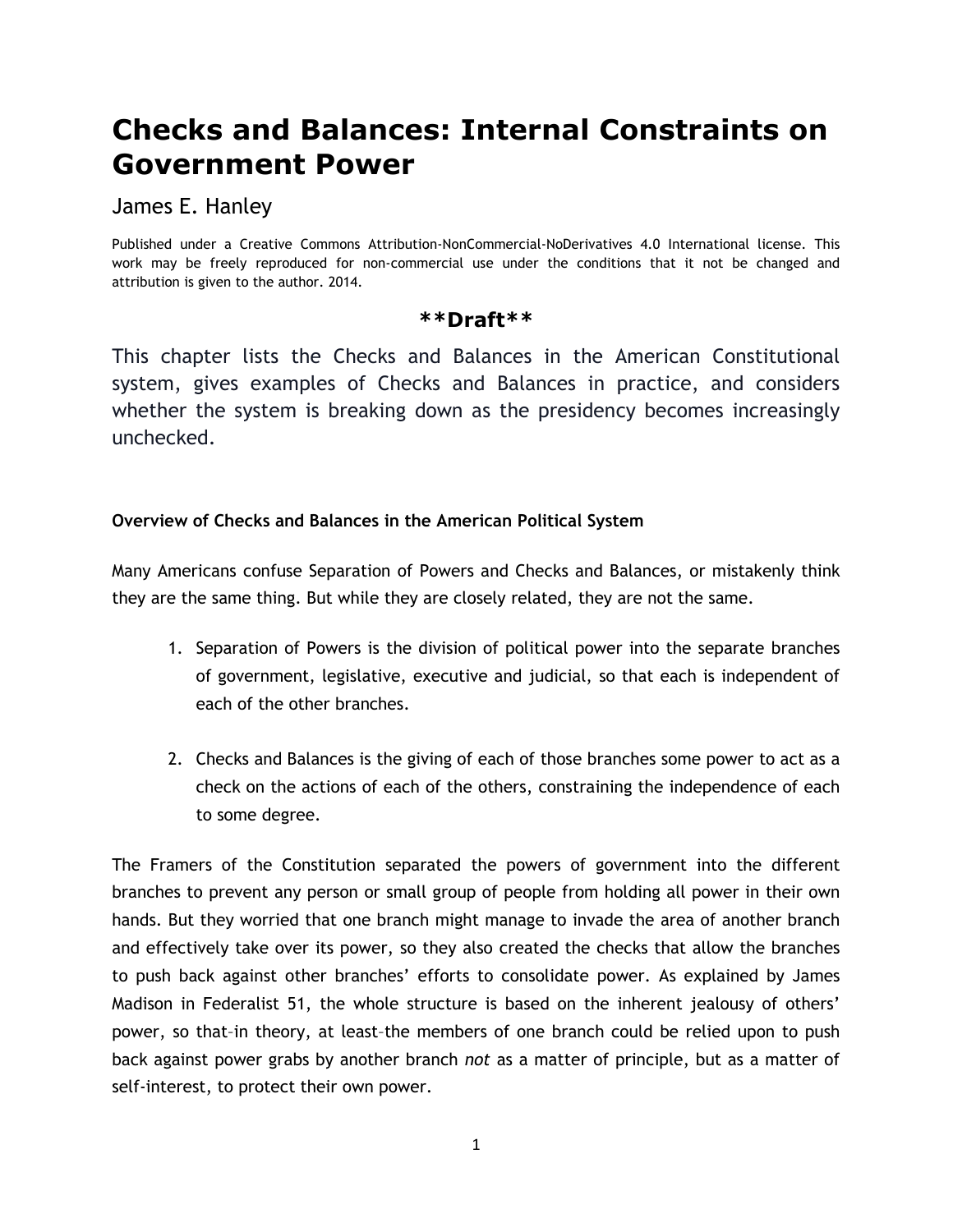# Checks and Balances: Internal Constraints on Government Power

James E. Hanley

Published under a Creative Commons Attribution-NonCommercial-NoDerivatives 4.0 International license. This work may be freely reproduced for non-commercial use under the conditions that it not be changed and attribution is given to the author. 2014.

**\*\*Draft\*\***

This chapter lists the Checks and Balances in the American Constitutional system, gives examples of Checks and Balances in practice, and considers whether the system is breaking down as the presidency becomes increasingly unchecked.

**Overview of Checks and Balances in the American Political System**

Many Americans confuse Separation of Powers and Checks and Balances, or mistakenly think they are the same thing. But while they are closely related, they are not the same.

1. Separation of Powers is the division of political power into the separate branches of government, legislative, executive and judicial, so that each is independent of each of the other branches.

2. Checks and Balances is the giving of each of those branches some power to act as a check on the actions of each of the others, constraining the independence of each to some degree.

The Framers of the Constitution separated the powers of government into the different branches to prevent any person or small group of people from holding all power in their own hands. But they worried that one branch might manage to invade the area of another branch and effectively take over its power, so they also created the checks that allow the branches to push back against other branches' efforts to consolidate power. As explained by James Madison in Federalist 51, the whole structure is based on the inherent jealousy of others' power, so that–in theory, at least–the members of one branch could be relied upon to push back against power grabs by another branch *not* as a matter of principle, but as a matter of self-interest, to protect their own power.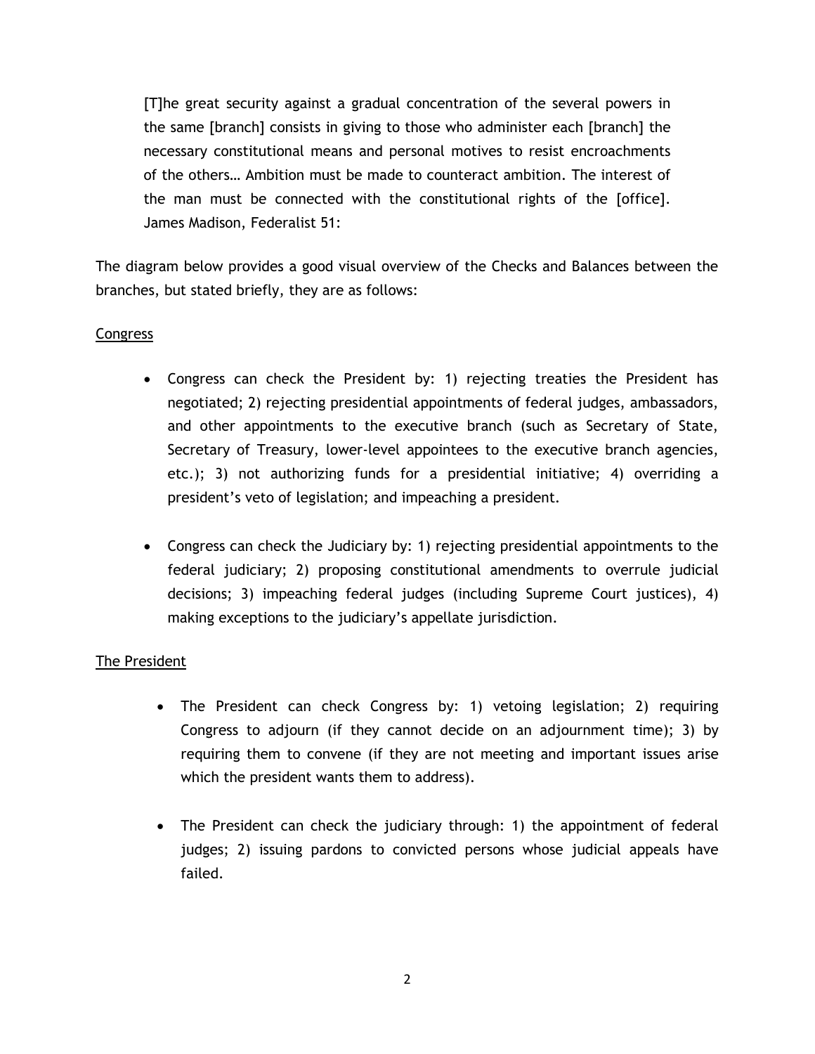> [T]he great security against a gradual concentration of the several powers in the same [branch] consists in giving to those who administer each [branch] the necessary constitutional means and personal motives to resist encroachments of the others… Ambition must be made to counteract ambition. The interest of the man must be connected with the constitutional rights of the [office]. James Madison, Federalist 51:

The diagram below provides a good visual overview of the Checks and Balances between the branches, but stated briefly, they are as follows:

<u>Congress</u>

- Congress can check the President by: 1) rejecting treaties the President has negotiated; 2) rejecting presidential appointments of federal judges, ambassadors, and other appointments to the executive branch (such as Secretary of State, Secretary of Treasury, lower-level appointees to the executive branch agencies, etc.); 3) not authorizing funds for a presidential initiative; 4) overriding a president's veto of legislation; and impeaching a president.

- Congress can check the Judiciary by: 1) rejecting presidential appointments to the federal judiciary; 2) proposing constitutional amendments to overrule judicial decisions; 3) impeaching federal judges (including Supreme Court justices), 4) making exceptions to the judiciary's appellate jurisdiction.

<u>The President</u>

- The President can check Congress by: 1) vetoing legislation; 2) requiring Congress to adjourn (if they cannot decide on an adjournment time); 3) by requiring them to convene (if they are not meeting and important issues arise which the president wants them to address).

- The President can check the judiciary through: 1) the appointment of federal judges; 2) issuing pardons to convicted persons whose judicial appeals have failed.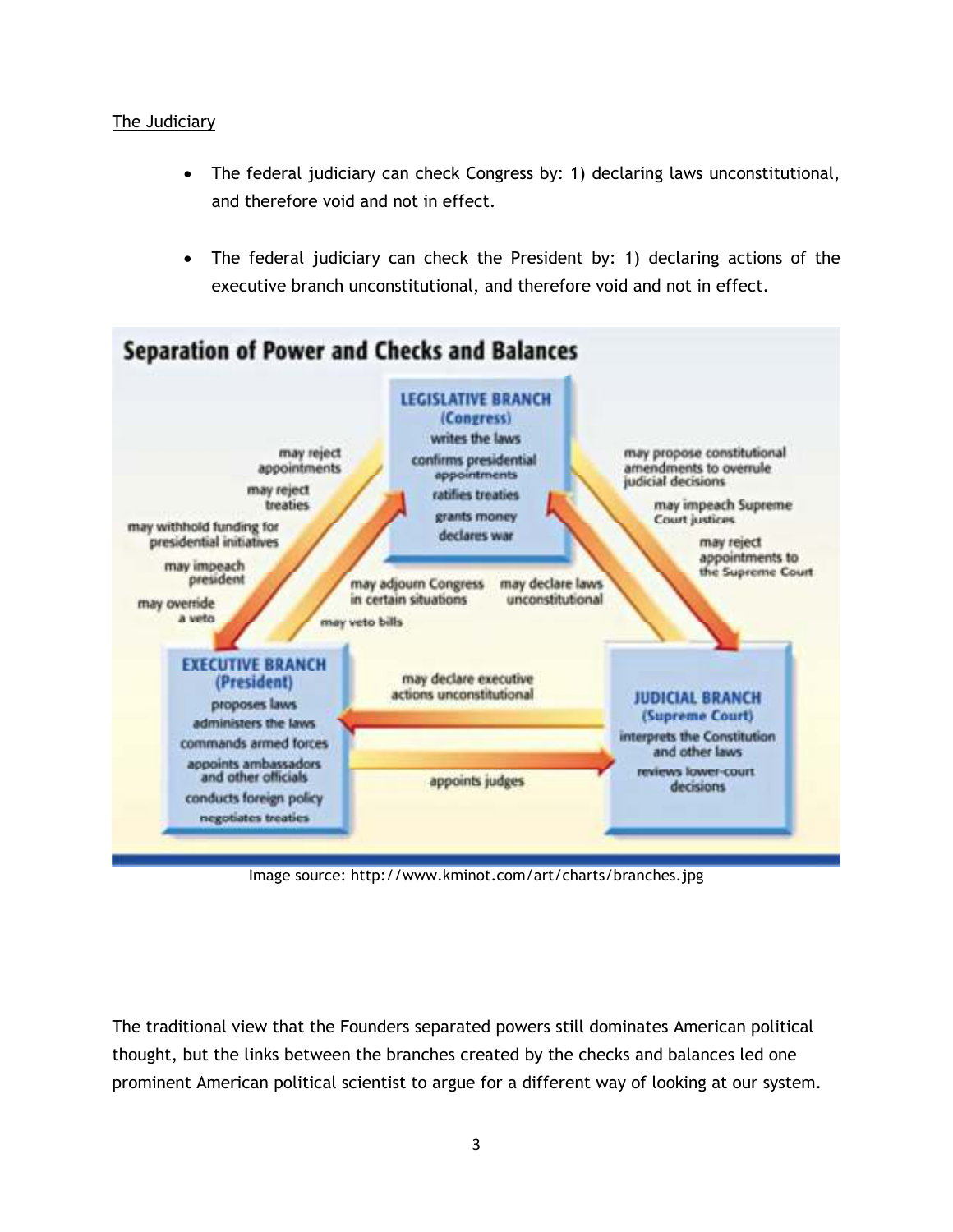The Judiciary

- The federal judiciary can check Congress by: 1) declaring laws unconstitutional, and therefore void and not in effect.
- The federal judiciary can check the President by: 1) declaring actions of the executive branch unconstitutional, and therefore void and not in effect.

**Separation of Power and Checks and Balances**

**LEGISLATIVE BRANCH (Congress)**
writes the laws
confirms presidential appointments
ratifies treaties
grants money
declares war

**EXECUTIVE BRANCH (President)**
proposes laws
administers the laws
commands armed forces
appoints ambassadors and other officials
conducts foreign policy
negotiates treaties

**JUDICIAL BRANCH (Supreme Court)**
interprets the Constitution and other laws
reviews lower-court decisions

Legislative → Executive: may reject appointments; may reject treaties; may withhold funding for presidential initiatives; may impeach president; may override a veto

Executive → Legislative: may adjourn Congress in certain situations; may veto bills

Legislative → Judicial: may propose constitutional amendments to overrule judicial decisions; may impeach Supreme Court justices; may reject appointments to the Supreme Court

Judicial → Legislative: may declare laws unconstitutional

Judicial → Executive: may declare executive actions unconstitutional

Executive → Judicial: appoints judges

Image source: http://www.kminot.com/art/charts/branches.jpg

The traditional view that the Founders separated powers still dominates American political thought, but the links between the branches created by the checks and balances led one prominent American political scientist to argue for a different way of looking at our system.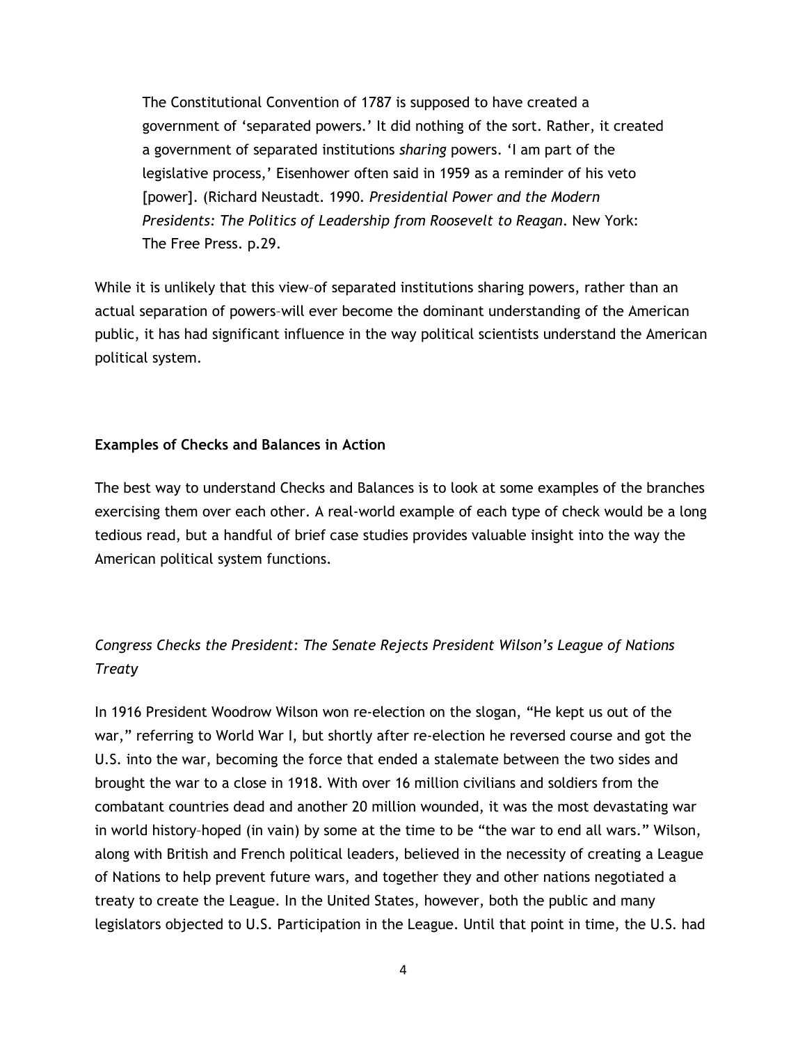> The Constitutional Convention of 1787 is supposed to have created a government of 'separated powers.' It did nothing of the sort. Rather, it created a government of separated institutions *sharing* powers. 'I am part of the legislative process,' Eisenhower often said in 1959 as a reminder of his veto [power]. (Richard Neustadt. 1990. *Presidential Power and the Modern Presidents: The Politics of Leadership from Roosevelt to Reagan*. New York: The Free Press. p.29.

While it is unlikely that this view–of separated institutions sharing powers, rather than an actual separation of powers–will ever become the dominant understanding of the American public, it has had significant influence in the way political scientists understand the American political system.

**Examples of Checks and Balances in Action**

The best way to understand Checks and Balances is to look at some examples of the branches exercising them over each other. A real-world example of each type of check would be a long tedious read, but a handful of brief case studies provides valuable insight into the way the American political system functions.

*Congress Checks the President: The Senate Rejects President Wilson's League of Nations Treaty*

In 1916 President Woodrow Wilson won re-election on the slogan, "He kept us out of the war," referring to World War I, but shortly after re-election he reversed course and got the U.S. into the war, becoming the force that ended a stalemate between the two sides and brought the war to a close in 1918. With over 16 million civilians and soldiers from the combatant countries dead and another 20 million wounded, it was the most devastating war in world history–hoped (in vain) by some at the time to be "the war to end all wars." Wilson, along with British and French political leaders, believed in the necessity of creating a League of Nations to help prevent future wars, and together they and other nations negotiated a treaty to create the League. In the United States, however, both the public and many legislators objected to U.S. Participation in the League. Until that point in time, the U.S. had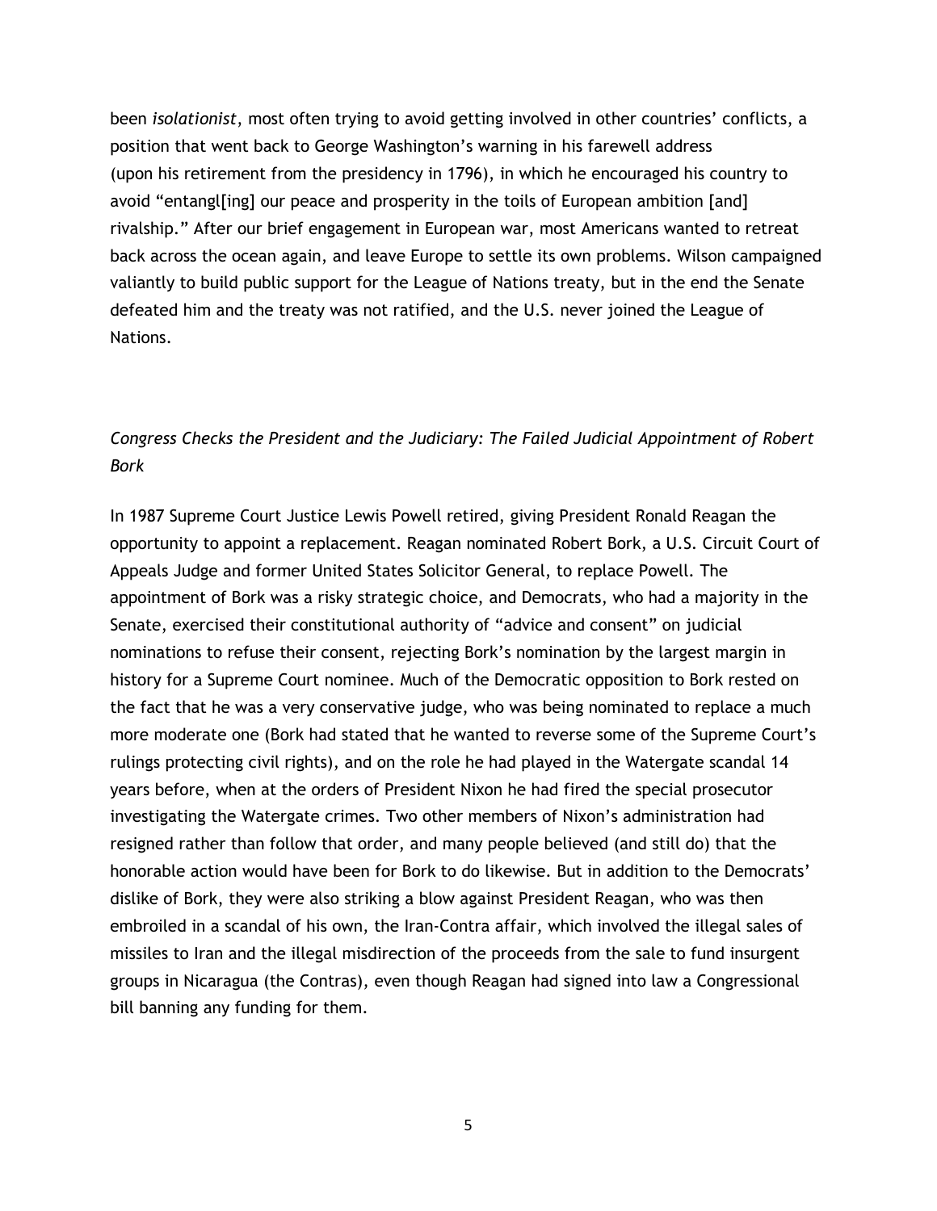been *isolationist*, most often trying to avoid getting involved in other countries' conflicts, a position that went back to George Washington's warning in his farewell address (upon his retirement from the presidency in 1796), in which he encouraged his country to avoid "entangl[ing] our peace and prosperity in the toils of European ambition [and] rivalship." After our brief engagement in European war, most Americans wanted to retreat back across the ocean again, and leave Europe to settle its own problems. Wilson campaigned valiantly to build public support for the League of Nations treaty, but in the end the Senate defeated him and the treaty was not ratified, and the U.S. never joined the League of Nations.

### *Congress Checks the President and the Judiciary: The Failed Judicial Appointment of Robert Bork*

In 1987 Supreme Court Justice Lewis Powell retired, giving President Ronald Reagan the opportunity to appoint a replacement. Reagan nominated Robert Bork, a U.S. Circuit Court of Appeals Judge and former United States Solicitor General, to replace Powell. The appointment of Bork was a risky strategic choice, and Democrats, who had a majority in the Senate, exercised their constitutional authority of "advice and consent" on judicial nominations to refuse their consent, rejecting Bork's nomination by the largest margin in history for a Supreme Court nominee. Much of the Democratic opposition to Bork rested on the fact that he was a very conservative judge, who was being nominated to replace a much more moderate one (Bork had stated that he wanted to reverse some of the Supreme Court's rulings protecting civil rights), and on the role he had played in the Watergate scandal 14 years before, when at the orders of President Nixon he had fired the special prosecutor investigating the Watergate crimes. Two other members of Nixon's administration had resigned rather than follow that order, and many people believed (and still do) that the honorable action would have been for Bork to do likewise. But in addition to the Democrats' dislike of Bork, they were also striking a blow against President Reagan, who was then embroiled in a scandal of his own, the Iran-Contra affair, which involved the illegal sales of missiles to Iran and the illegal misdirection of the proceeds from the sale to fund insurgent groups in Nicaragua (the Contras), even though Reagan had signed into law a Congressional bill banning any funding for them.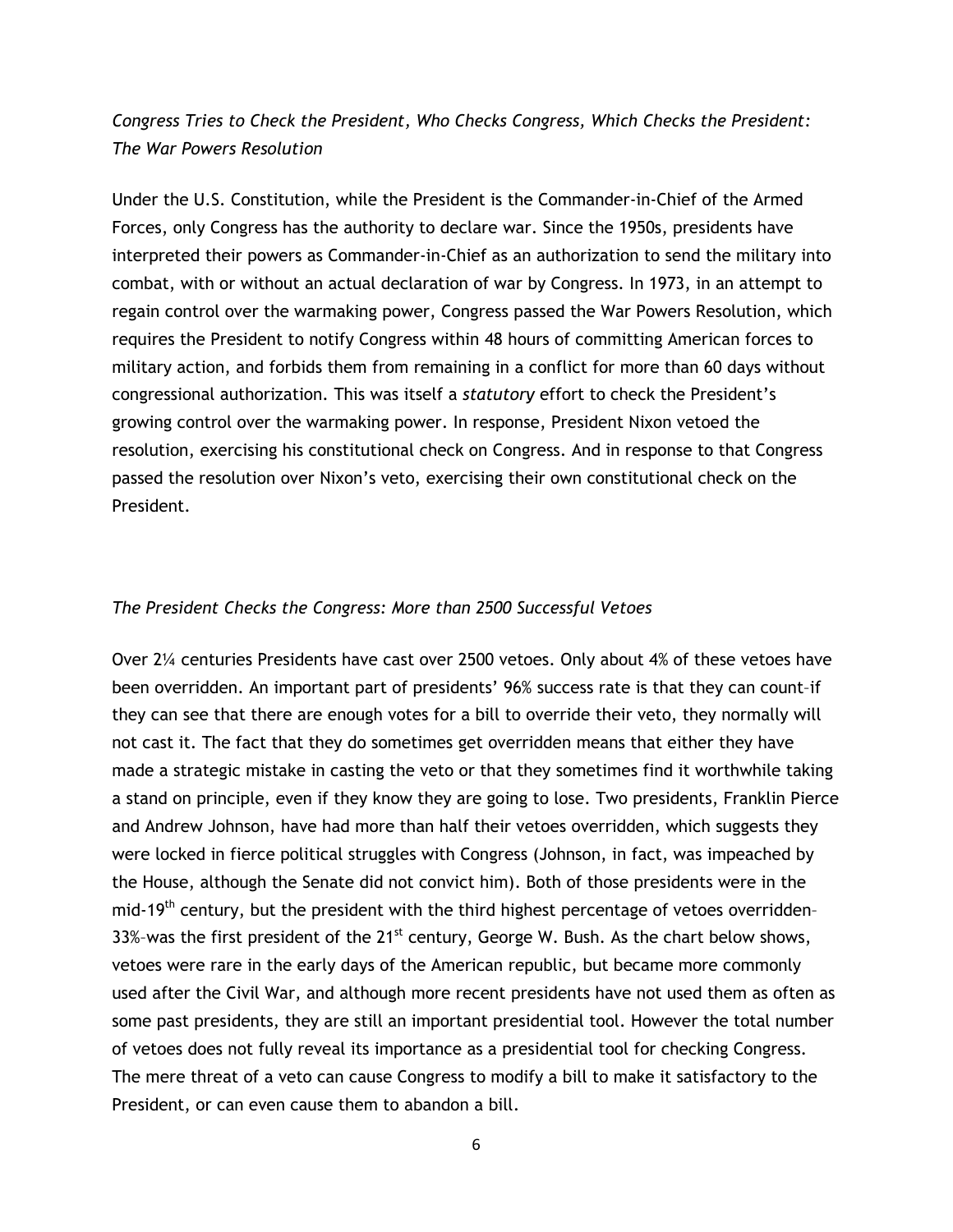*Congress Tries to Check the President, Who Checks Congress, Which Checks the President: The War Powers Resolution*

Under the U.S. Constitution, while the President is the Commander-in-Chief of the Armed Forces, only Congress has the authority to declare war. Since the 1950s, presidents have interpreted their powers as Commander-in-Chief as an authorization to send the military into combat, with or without an actual declaration of war by Congress. In 1973, in an attempt to regain control over the warmaking power, Congress passed the War Powers Resolution, which requires the President to notify Congress within 48 hours of committing American forces to military action, and forbids them from remaining in a conflict for more than 60 days without congressional authorization. This was itself a *statutory* effort to check the President's growing control over the warmaking power. In response, President Nixon vetoed the resolution, exercising his constitutional check on Congress. And in response to that Congress passed the resolution over Nixon's veto, exercising their own constitutional check on the President.

*The President Checks the Congress: More than 2500 Successful Vetoes*

Over 2¼ centuries Presidents have cast over 2500 vetoes. Only about 4% of these vetoes have been overridden. An important part of presidents' 96% success rate is that they can count–if they can see that there are enough votes for a bill to override their veto, they normally will not cast it. The fact that they do sometimes get overridden means that either they have made a strategic mistake in casting the veto or that they sometimes find it worthwhile taking a stand on principle, even if they know they are going to lose. Two presidents, Franklin Pierce and Andrew Johnson, have had more than half their vetoes overridden, which suggests they were locked in fierce political struggles with Congress (Johnson, in fact, was impeached by the House, although the Senate did not convict him). Both of those presidents were in the mid-19th century, but the president with the third highest percentage of vetoes overridden–33%–was the first president of the 21st century, George W. Bush. As the chart below shows, vetoes were rare in the early days of the American republic, but became more commonly used after the Civil War, and although more recent presidents have not used them as often as some past presidents, they are still an important presidential tool. However the total number of vetoes does not fully reveal its importance as a presidential tool for checking Congress. The mere threat of a veto can cause Congress to modify a bill to make it satisfactory to the President, or can even cause them to abandon a bill.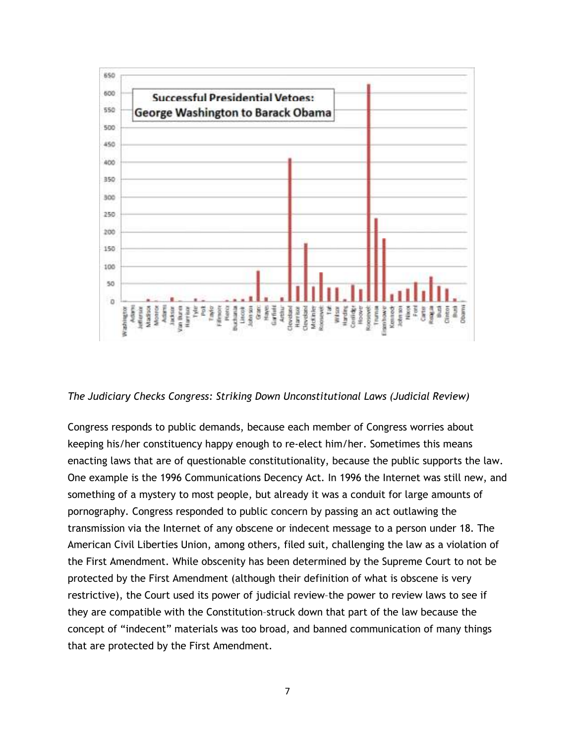*The Judiciary Checks Congress: Striking Down Unconstitutional Laws (Judicial Review)*

Congress responds to public demands, because each member of Congress worries about keeping his/her constituency happy enough to re-elect him/her. Sometimes this means enacting laws that are of questionable constitutionality, because the public supports the law. One example is the 1996 Communications Decency Act. In 1996 the Internet was still new, and something of a mystery to most people, but already it was a conduit for large amounts of pornography. Congress responded to public concern by passing an act outlawing the transmission via the Internet of any obscene or indecent message to a person under 18. The American Civil Liberties Union, among others, filed suit, challenging the law as a violation of the First Amendment. While obscenity has been determined by the Supreme Court to not be protected by the First Amendment (although their definition of what is obscene is very restrictive), the Court used its power of judicial review–the power to review laws to see if they are compatible with the Constitution–struck down that part of the law because the concept of "indecent" materials was too broad, and banned communication of many things that are protected by the First Amendment.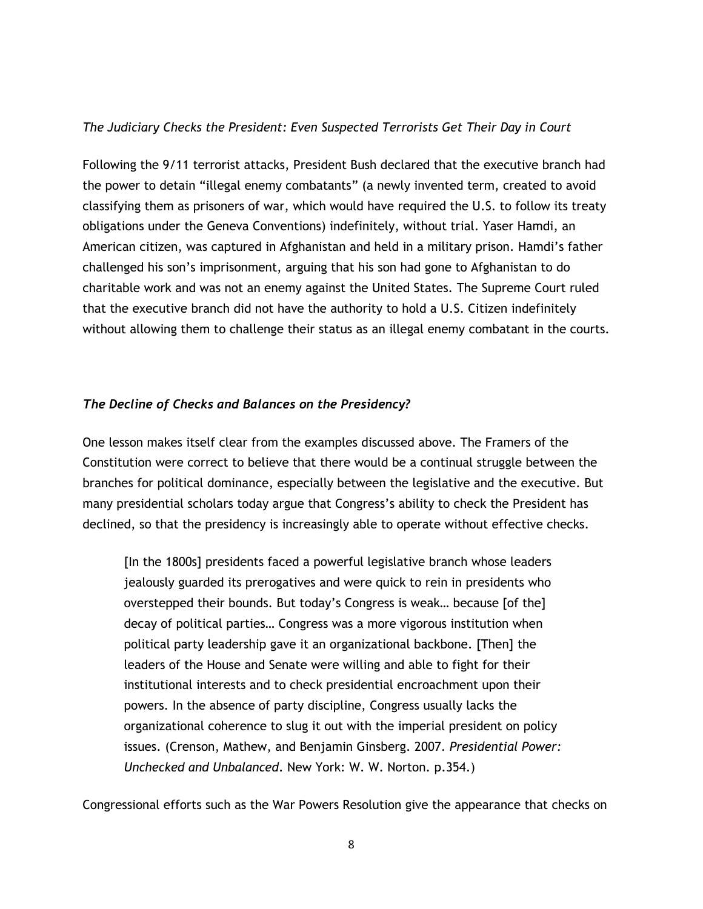*The Judiciary Checks the President: Even Suspected Terrorists Get Their Day in Court*

Following the 9/11 terrorist attacks, President Bush declared that the executive branch had the power to detain "illegal enemy combatants" (a newly invented term, created to avoid classifying them as prisoners of war, which would have required the U.S. to follow its treaty obligations under the Geneva Conventions) indefinitely, without trial. Yaser Hamdi, an American citizen, was captured in Afghanistan and held in a military prison. Hamdi's father challenged his son's imprisonment, arguing that his son had gone to Afghanistan to do charitable work and was not an enemy against the United States. The Supreme Court ruled that the executive branch did not have the authority to hold a U.S. Citizen indefinitely without allowing them to challenge their status as an illegal enemy combatant in the courts.

***The Decline of Checks and Balances on the Presidency?***

One lesson makes itself clear from the examples discussed above. The Framers of the Constitution were correct to believe that there would be a continual struggle between the branches for political dominance, especially between the legislative and the executive. But many presidential scholars today argue that Congress's ability to check the President has declined, so that the presidency is increasingly able to operate without effective checks.

> [In the 1800s] presidents faced a powerful legislative branch whose leaders jealously guarded its prerogatives and were quick to rein in presidents who overstepped their bounds. But today's Congress is weak… because [of the] decay of political parties… Congress was a more vigorous institution when political party leadership gave it an organizational backbone. [Then] the leaders of the House and Senate were willing and able to fight for their institutional interests and to check presidential encroachment upon their powers. In the absence of party discipline, Congress usually lacks the organizational coherence to slug it out with the imperial president on policy issues. (Crenson, Mathew, and Benjamin Ginsberg. 2007. *Presidential Power: Unchecked and Unbalanced*. New York: W. W. Norton. p.354.)

Congressional efforts such as the War Powers Resolution give the appearance that checks on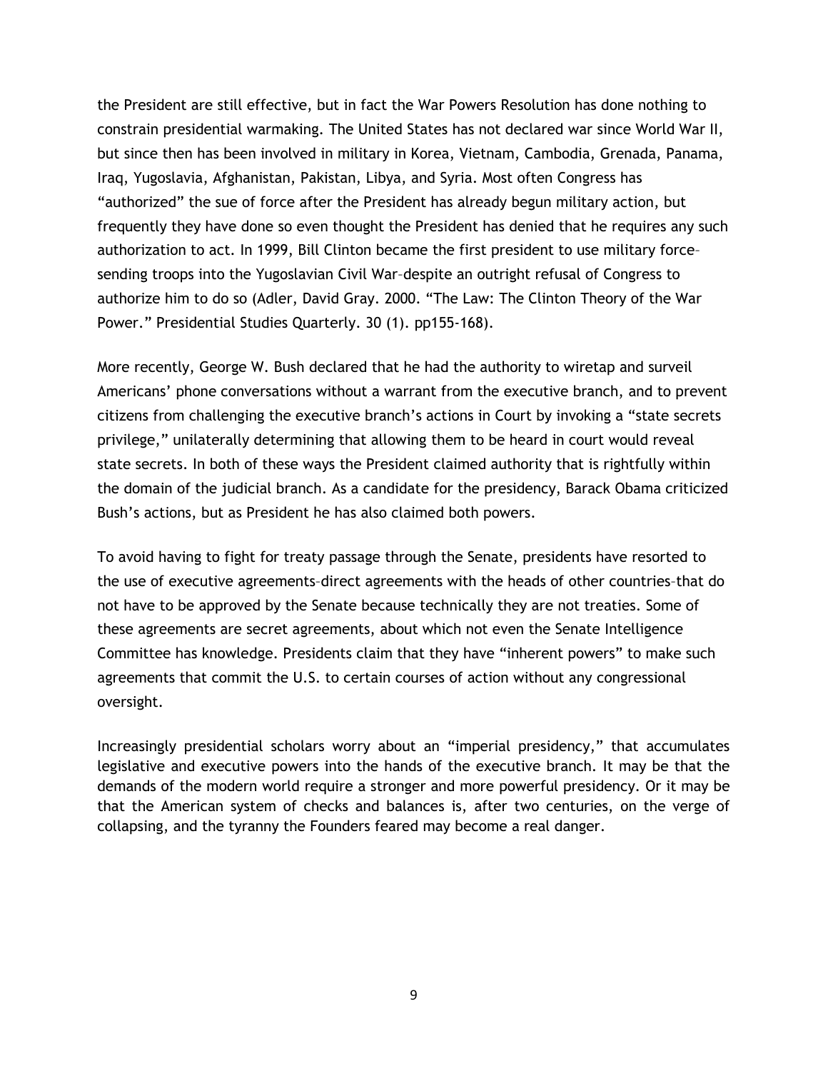the President are still effective, but in fact the War Powers Resolution has done nothing to constrain presidential warmaking. The United States has not declared war since World War II, but since then has been involved in military in Korea, Vietnam, Cambodia, Grenada, Panama, Iraq, Yugoslavia, Afghanistan, Pakistan, Libya, and Syria. Most often Congress has "authorized" the sue of force after the President has already begun military action, but frequently they have done so even thought the President has denied that he requires any such authorization to act. In 1999, Bill Clinton became the first president to use military force–sending troops into the Yugoslavian Civil War–despite an outright refusal of Congress to authorize him to do so (Adler, David Gray. 2000. "The Law: The Clinton Theory of the War Power." Presidential Studies Quarterly. 30 (1). pp155-168).

More recently, George W. Bush declared that he had the authority to wiretap and surveil Americans' phone conversations without a warrant from the executive branch, and to prevent citizens from challenging the executive branch's actions in Court by invoking a "state secrets privilege," unilaterally determining that allowing them to be heard in court would reveal state secrets. In both of these ways the President claimed authority that is rightfully within the domain of the judicial branch. As a candidate for the presidency, Barack Obama criticized Bush's actions, but as President he has also claimed both powers.

To avoid having to fight for treaty passage through the Senate, presidents have resorted to the use of executive agreements–direct agreements with the heads of other countries–that do not have to be approved by the Senate because technically they are not treaties. Some of these agreements are secret agreements, about which not even the Senate Intelligence Committee has knowledge. Presidents claim that they have "inherent powers" to make such agreements that commit the U.S. to certain courses of action without any congressional oversight.

Increasingly presidential scholars worry about an "imperial presidency," that accumulates legislative and executive powers into the hands of the executive branch. It may be that the demands of the modern world require a stronger and more powerful presidency. Or it may be that the American system of checks and balances is, after two centuries, on the verge of collapsing, and the tyranny the Founders feared may become a real danger.